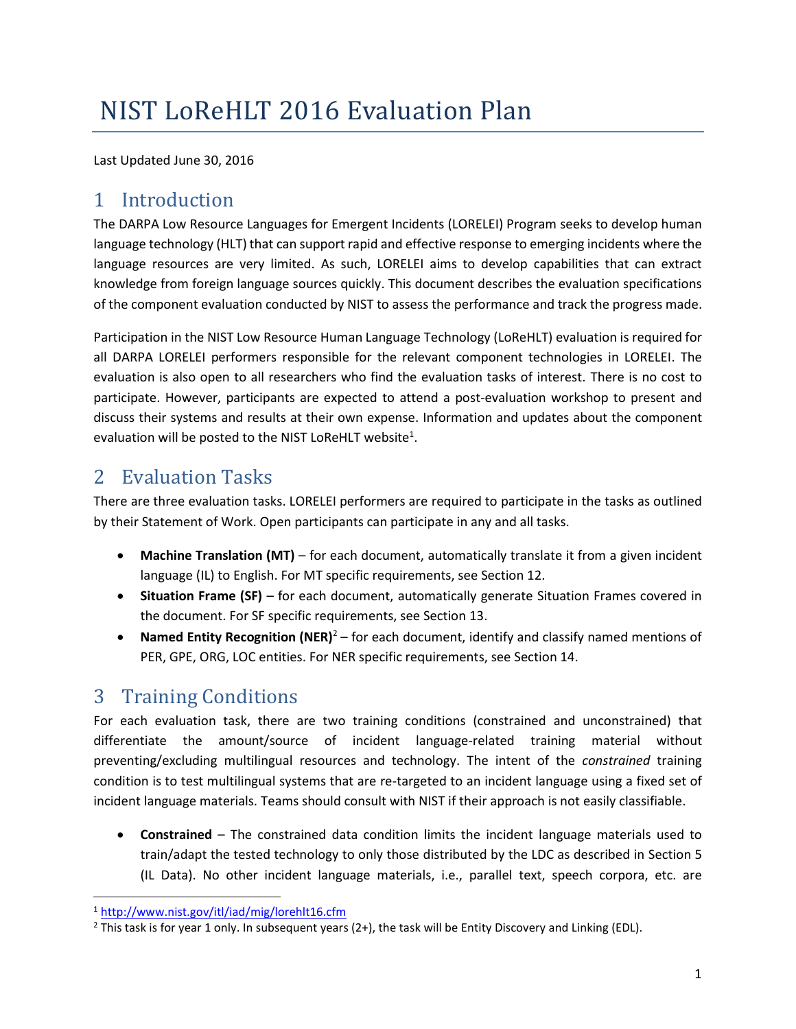# NIST LoReHLT 2016 Evaluation Plan

Last Updated June 30, 2016

## 1 Introduction

The DARPA Low Resource Languages for Emergent Incidents (LORELEI) Program seeks to develop human language technology (HLT) that can support rapid and effective response to emerging incidents where the language resources are very limited. As such, LORELEI aims to develop capabilities that can extract knowledge from foreign language sources quickly. This document describes the evaluation specifications of the component evaluation conducted by NIST to assess the performance and track the progress made.

Participation in the NIST Low Resource Human Language Technology (LoReHLT) evaluation is required for all DARPA LORELEI performers responsible for the relevant component technologies in LORELEI. The evaluation is also open to all researchers who find the evaluation tasks of interest. There is no cost to participate. However, participants are expected to attend a post-evaluation workshop to present and discuss their systems and results at their own expense. Information and updates about the component evaluation will be posted to the NIST LoReHLT website[1].

## 2 Evaluation Tasks

There are three evaluation tasks. LORELEI performers are required to participate in the tasks as outlined by their Statement of Work. Open participants can participate in any and all tasks.

- **Machine Translation (MT)** – for each document, automatically translate it from a given incident language (IL) to English. For MT specific requirements, see Section 12.
- **Situation Frame (SF)** – for each document, automatically generate Situation Frames covered in the document. For SF specific requirements, see Section 13.
- **Named Entity Recognition (NER)**[2] – for each document, identify and classify named mentions of PER, GPE, ORG, LOC entities. For NER specific requirements, see Section 14.

## 3 Training Conditions

For each evaluation task, there are two training conditions (constrained and unconstrained) that differentiate the amount/source of incident language-related training material without preventing/excluding multilingual resources and technology. The intent of the *constrained* training condition is to test multilingual systems that are re-targeted to an incident language using a fixed set of incident language materials. Teams should consult with NIST if their approach is not easily classifiable.

- **Constrained** – The constrained data condition limits the incident language materials used to train/adapt the tested technology to only those distributed by the LDC as described in Section 5 (IL Data). No other incident language materials, i.e., parallel text, speech corpora, etc. are

[1] http://www.nist.gov/itl/iad/mig/lorehlt16.cfm

[2] This task is for year 1 only. In subsequent years (2+), the task will be Entity Discovery and Linking (EDL).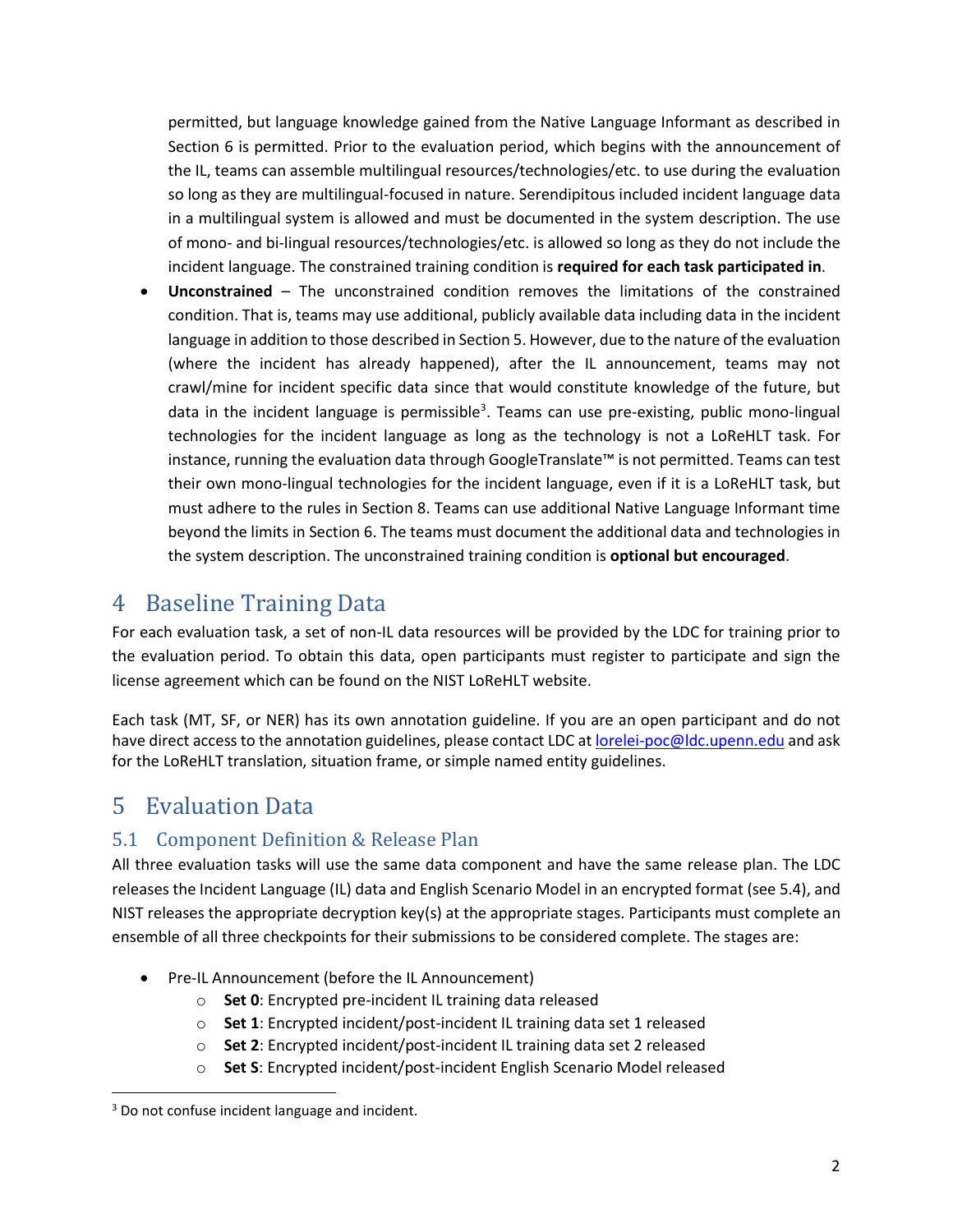permitted, but language knowledge gained from the Native Language Informant as described in Section 6 is permitted. Prior to the evaluation period, which begins with the announcement of the IL, teams can assemble multilingual resources/technologies/etc. to use during the evaluation so long as they are multilingual-focused in nature. Serendipitous included incident language data in a multilingual system is allowed and must be documented in the system description. The use of mono- and bi-lingual resources/technologies/etc. is allowed so long as they do not include the incident language. The constrained training condition is **required for each task participated in**.

- **Unconstrained** – The unconstrained condition removes the limitations of the constrained condition. That is, teams may use additional, publicly available data including data in the incident language in addition to those described in Section 5. However, due to the nature of the evaluation (where the incident has already happened), after the IL announcement, teams may not crawl/mine for incident specific data since that would constitute knowledge of the future, but data in the incident language is permissible[3]. Teams can use pre-existing, public mono-lingual technologies for the incident language as long as the technology is not a LoReHLT task. For instance, running the evaluation data through GoogleTranslate™ is not permitted. Teams can test their own mono-lingual technologies for the incident language, even if it is a LoReHLT task, but must adhere to the rules in Section 8. Teams can use additional Native Language Informant time beyond the limits in Section 6. The teams must document the additional data and technologies in the system description. The unconstrained training condition is **optional but encouraged**.

# 4 Baseline Training Data

For each evaluation task, a set of non-IL data resources will be provided by the LDC for training prior to the evaluation period. To obtain this data, open participants must register to participate and sign the license agreement which can be found on the NIST LoReHLT website.

Each task (MT, SF, or NER) has its own annotation guideline. If you are an open participant and do not have direct access to the annotation guidelines, please contact LDC at lorelei-poc@ldc.upenn.edu and ask for the LoReHLT translation, situation frame, or simple named entity guidelines.

# 5 Evaluation Data

## 5.1 Component Definition & Release Plan

All three evaluation tasks will use the same data component and have the same release plan. The LDC releases the Incident Language (IL) data and English Scenario Model in an encrypted format (see 5.4), and NIST releases the appropriate decryption key(s) at the appropriate stages. Participants must complete an ensemble of all three checkpoints for their submissions to be considered complete. The stages are:

- Pre-IL Announcement (before the IL Announcement)
  - **Set 0**: Encrypted pre-incident IL training data released
  - **Set 1**: Encrypted incident/post-incident IL training data set 1 released
  - **Set 2**: Encrypted incident/post-incident IL training data set 2 released
  - **Set S**: Encrypted incident/post-incident English Scenario Model released

[3] Do not confuse incident language and incident.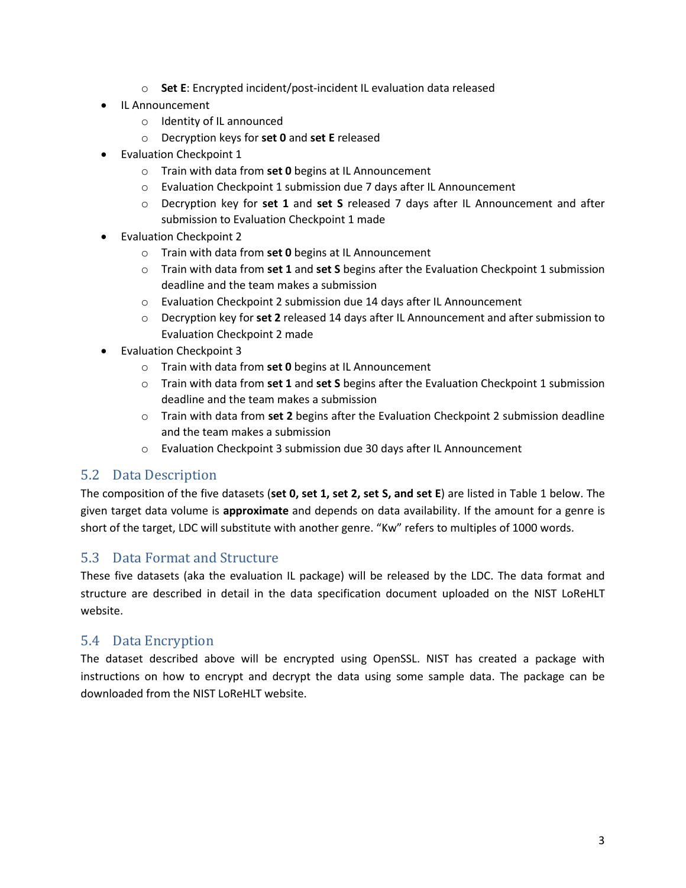- **Set E**: Encrypted incident/post-incident IL evaluation data released
- IL Announcement
  - Identity of IL announced
  - Decryption keys for **set 0** and **set E** released
- Evaluation Checkpoint 1
  - Train with data from **set 0** begins at IL Announcement
  - Evaluation Checkpoint 1 submission due 7 days after IL Announcement
  - Decryption key for **set 1** and **set S** released 7 days after IL Announcement and after submission to Evaluation Checkpoint 1 made
- Evaluation Checkpoint 2
  - Train with data from **set 0** begins at IL Announcement
  - Train with data from **set 1** and **set S** begins after the Evaluation Checkpoint 1 submission deadline and the team makes a submission
  - Evaluation Checkpoint 2 submission due 14 days after IL Announcement
  - Decryption key for **set 2** released 14 days after IL Announcement and after submission to Evaluation Checkpoint 2 made
- Evaluation Checkpoint 3
  - Train with data from **set 0** begins at IL Announcement
  - Train with data from **set 1** and **set S** begins after the Evaluation Checkpoint 1 submission deadline and the team makes a submission
  - Train with data from **set 2** begins after the Evaluation Checkpoint 2 submission deadline and the team makes a submission
  - Evaluation Checkpoint 3 submission due 30 days after IL Announcement

## 5.2 Data Description

The composition of the five datasets (**set 0, set 1, set 2, set S, and set E**) are listed in Table 1 below. The given target data volume is **approximate** and depends on data availability. If the amount for a genre is short of the target, LDC will substitute with another genre. "Kw" refers to multiples of 1000 words.

## 5.3 Data Format and Structure

These five datasets (aka the evaluation IL package) will be released by the LDC. The data format and structure are described in detail in the data specification document uploaded on the NIST LoReHLT website.

## 5.4 Data Encryption

The dataset described above will be encrypted using OpenSSL. NIST has created a package with instructions on how to encrypt and decrypt the data using some sample data. The package can be downloaded from the NIST LoReHLT website.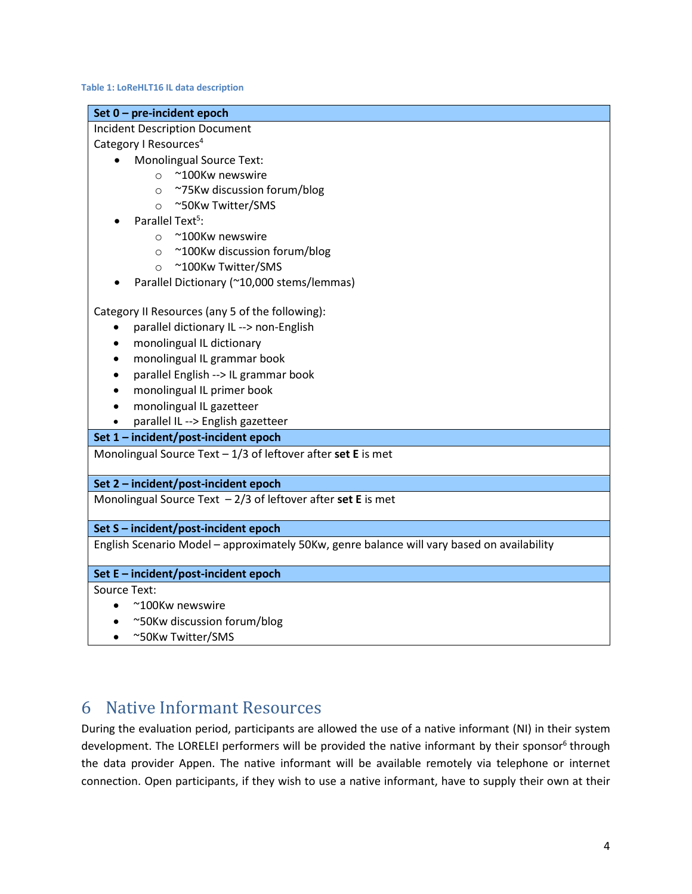**Table 1: LoReHLT16 IL data description**

| Set 0 – pre-incident epoch |
|---|
| Incident Description Document<br>Category I Resources[4]<br>• Monolingual Source Text:<br>&nbsp;&nbsp;&nbsp;&nbsp;○ ~100Kw newswire<br>&nbsp;&nbsp;&nbsp;&nbsp;○ ~75Kw discussion forum/blog<br>&nbsp;&nbsp;&nbsp;&nbsp;○ ~50Kw Twitter/SMS<br>• Parallel Text[5]:<br>&nbsp;&nbsp;&nbsp;&nbsp;○ ~100Kw newswire<br>&nbsp;&nbsp;&nbsp;&nbsp;○ ~100Kw discussion forum/blog<br>&nbsp;&nbsp;&nbsp;&nbsp;○ ~100Kw Twitter/SMS<br>• Parallel Dictionary (~10,000 stems/lemmas)<br><br>Category II Resources (any 5 of the following):<br>• parallel dictionary IL --> non-English<br>• monolingual IL dictionary<br>• monolingual IL grammar book<br>• parallel English --> IL grammar book<br>• monolingual IL primer book<br>• monolingual IL gazetteer<br>• parallel IL --> English gazetteer |
| **Set 1 – incident/post-incident epoch** |
| Monolingual Source Text – 1/3 of leftover after **set E** is met |
| **Set 2 – incident/post-incident epoch** |
| Monolingual Source Text – 2/3 of leftover after **set E** is met |
| **Set S – incident/post-incident epoch** |
| English Scenario Model – approximately 50Kw, genre balance will vary based on availability |
| **Set E – incident/post-incident epoch** |
| Source Text:<br>• ~100Kw newswire<br>• ~50Kw discussion forum/blog<br>• ~50Kw Twitter/SMS |

# 6 Native Informant Resources

During the evaluation period, participants are allowed the use of a native informant (NI) in their system development. The LORELEI performers will be provided the native informant by their sponsor[6] through the data provider Appen. The native informant will be available remotely via telephone or internet connection. Open participants, if they wish to use a native informant, have to supply their own at their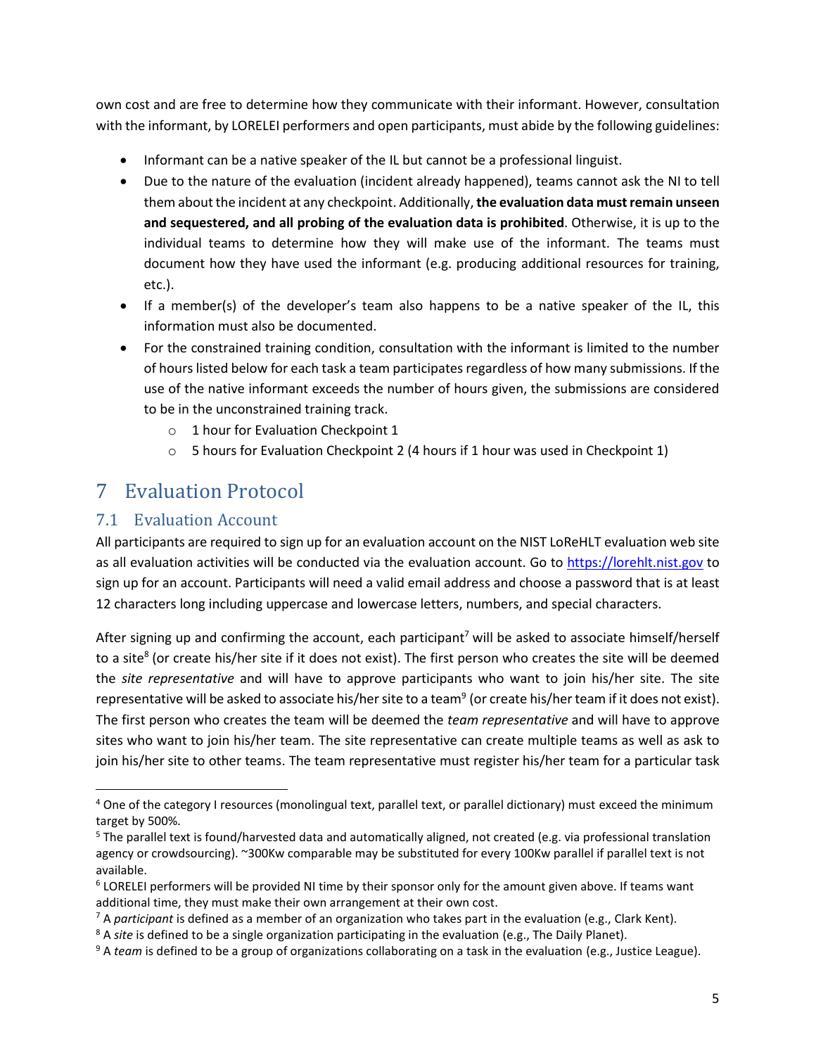own cost and are free to determine how they communicate with their informant. However, consultation with the informant, by LORELEI performers and open participants, must abide by the following guidelines:

- Informant can be a native speaker of the IL but cannot be a professional linguist.
- Due to the nature of the evaluation (incident already happened), teams cannot ask the NI to tell them about the incident at any checkpoint. Additionally, **the evaluation data must remain unseen and sequestered, and all probing of the evaluation data is prohibited**. Otherwise, it is up to the individual teams to determine how they will make use of the informant. The teams must document how they have used the informant (e.g. producing additional resources for training, etc.).
- If a member(s) of the developer's team also happens to be a native speaker of the IL, this information must also be documented.
- For the constrained training condition, consultation with the informant is limited to the number of hours listed below for each task a team participates regardless of how many submissions. If the use of the native informant exceeds the number of hours given, the submissions are considered to be in the unconstrained training track.
    - 1 hour for Evaluation Checkpoint 1
    - 5 hours for Evaluation Checkpoint 2 (4 hours if 1 hour was used in Checkpoint 1)

# 7 Evaluation Protocol

## 7.1 Evaluation Account

All participants are required to sign up for an evaluation account on the NIST LoReHLT evaluation web site as all evaluation activities will be conducted via the evaluation account. Go to https://lorehlt.nist.gov to sign up for an account. Participants will need a valid email address and choose a password that is at least 12 characters long including uppercase and lowercase letters, numbers, and special characters.

After signing up and confirming the account, each participant[7] will be asked to associate himself/herself to a site[8] (or create his/her site if it does not exist). The first person who creates the site will be deemed the *site representative* and will have to approve participants who want to join his/her site. The site representative will be asked to associate his/her site to a team[9] (or create his/her team if it does not exist). The first person who creates the team will be deemed the *team representative* and will have to approve sites who want to join his/her team. The site representative can create multiple teams as well as ask to join his/her site to other teams. The team representative must register his/her team for a particular task

---

[4] One of the category I resources (monolingual text, parallel text, or parallel dictionary) must exceed the minimum target by 500%.

[5] The parallel text is found/harvested data and automatically aligned, not created (e.g. via professional translation agency or crowdsourcing). ~300Kw comparable may be substituted for every 100Kw parallel if parallel text is not available.

[6] LORELEI performers will be provided NI time by their sponsor only for the amount given above. If teams want additional time, they must make their own arrangement at their own cost.

[7] A *participant* is defined as a member of an organization who takes part in the evaluation (e.g., Clark Kent).

[8] A *site* is defined to be a single organization participating in the evaluation (e.g., The Daily Planet).

[9] A *team* is defined to be a group of organizations collaborating on a task in the evaluation (e.g., Justice League).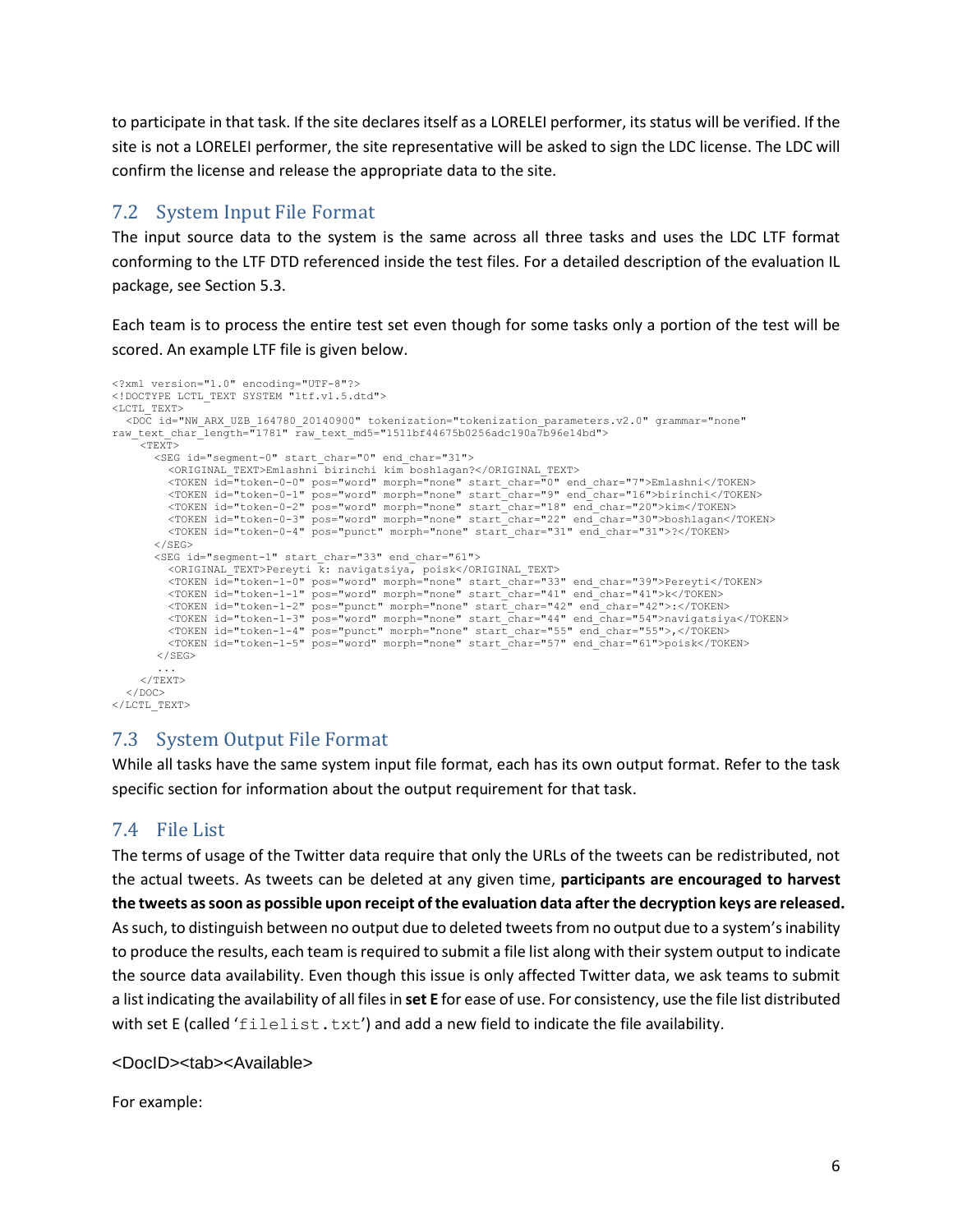to participate in that task. If the site declares itself as a LORELEI performer, its status will be verified. If the site is not a LORELEI performer, the site representative will be asked to sign the LDC license. The LDC will confirm the license and release the appropriate data to the site.

## 7.2 System Input File Format

The input source data to the system is the same across all three tasks and uses the LDC LTF format conforming to the LTF DTD referenced inside the test files. For a detailed description of the evaluation IL package, see Section 5.3.

Each team is to process the entire test set even though for some tasks only a portion of the test will be scored. An example LTF file is given below.

```
<?xml version="1.0" encoding="UTF-8"?>
<!DOCTYPE LCTL_TEXT SYSTEM "ltf.v1.5.dtd">
<LCTL_TEXT>
  <DOC id="NW_ARX_UZB_164780_20140900" tokenization="tokenization_parameters.v2.0" grammar="none"
raw_text_char_length="1781" raw_text_md5="1511bf44675b0256adc190a7b96e14bd">
    <TEXT>
      <SEG id="segment-0" start_char="0" end_char="31">
        <ORIGINAL_TEXT>Emlashni birinchi kim boshlagan?</ORIGINAL_TEXT>
        <TOKEN id="token-0-0" pos="word" morph="none" start_char="0" end_char="7">Emlashni</TOKEN>
        <TOKEN id="token-0-1" pos="word" morph="none" start_char="9" end_char="16">birinchi</TOKEN>
        <TOKEN id="token-0-2" pos="word" morph="none" start_char="18" end_char="20">kim</TOKEN>
        <TOKEN id="token-0-3" pos="word" morph="none" start_char="22" end_char="30">boshlagan</TOKEN>
        <TOKEN id="token-0-4" pos="punct" morph="none" start_char="31" end_char="31">?</TOKEN>
      </SEG>
      <SEG id="segment-1" start_char="33" end_char="61">
        <ORIGINAL_TEXT>Pereyti k: navigatsiya, poisk</ORIGINAL_TEXT>
        <TOKEN id="token-1-0" pos="word" morph="none" start_char="33" end_char="39">Pereyti</TOKEN>
        <TOKEN id="token-1-1" pos="word" morph="none" start_char="41" end_char="41">k</TOKEN>
        <TOKEN id="token-1-2" pos="punct" morph="none" start_char="42" end_char="42">:</TOKEN>
        <TOKEN id="token-1-3" pos="word" morph="none" start_char="44" end_char="54">navigatsiya</TOKEN>
        <TOKEN id="token-1-4" pos="punct" morph="none" start_char="55" end_char="55">,</TOKEN>
        <TOKEN id="token-1-5" pos="word" morph="none" start_char="57" end_char="61">poisk</TOKEN>
      </SEG>
      ...
    </TEXT>
  </DOC>
</LCTL_TEXT>
```

## 7.3 System Output File Format

While all tasks have the same system input file format, each has its own output format. Refer to the task specific section for information about the output requirement for that task.

## 7.4 File List

The terms of usage of the Twitter data require that only the URLs of the tweets can be redistributed, not the actual tweets. As tweets can be deleted at any given time, **participants are encouraged to harvest the tweets as soon as possible upon receipt of the evaluation data after the decryption keys are released.** As such, to distinguish between no output due to deleted tweets from no output due to a system's inability to produce the results, each team is required to submit a file list along with their system output to indicate the source data availability. Even though this issue is only affected Twitter data, we ask teams to submit a list indicating the availability of all files in **set E** for ease of use. For consistency, use the file list distributed with set E (called '`filelist.txt`') and add a new field to indicate the file availability.

<DocID><tab><Available>

For example: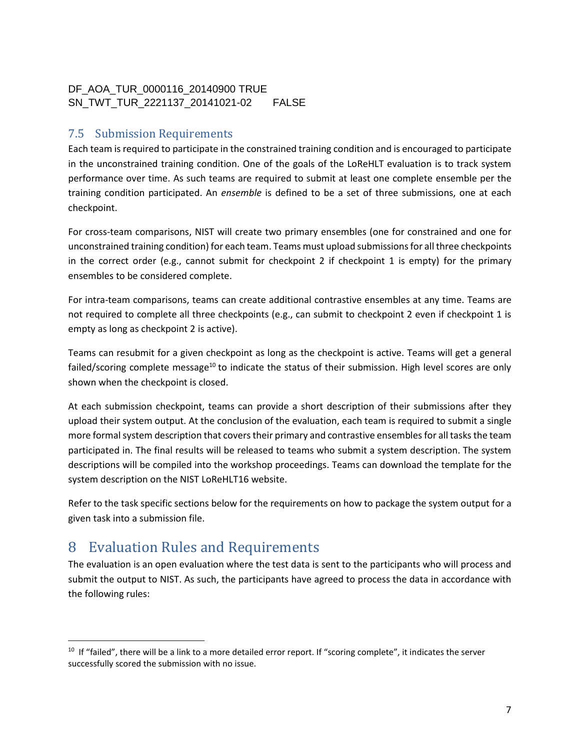```
DF_AOA_TUR_0000116_20140900 TRUE
SN_TWT_TUR_2221137_20141021-02    FALSE
```

## 7.5 Submission Requirements

Each team is required to participate in the constrained training condition and is encouraged to participate in the unconstrained training condition. One of the goals of the LoReHLT evaluation is to track system performance over time. As such teams are required to submit at least one complete ensemble per the training condition participated. An *ensemble* is defined to be a set of three submissions, one at each checkpoint.

For cross-team comparisons, NIST will create two primary ensembles (one for constrained and one for unconstrained training condition) for each team. Teams must upload submissions for all three checkpoints in the correct order (e.g., cannot submit for checkpoint 2 if checkpoint 1 is empty) for the primary ensembles to be considered complete.

For intra-team comparisons, teams can create additional contrastive ensembles at any time. Teams are not required to complete all three checkpoints (e.g., can submit to checkpoint 2 even if checkpoint 1 is empty as long as checkpoint 2 is active).

Teams can resubmit for a given checkpoint as long as the checkpoint is active. Teams will get a general failed/scoring complete message[10] to indicate the status of their submission. High level scores are only shown when the checkpoint is closed.

At each submission checkpoint, teams can provide a short description of their submissions after they upload their system output. At the conclusion of the evaluation, each team is required to submit a single more formal system description that covers their primary and contrastive ensembles for all tasks the team participated in. The final results will be released to teams who submit a system description. The system descriptions will be compiled into the workshop proceedings. Teams can download the template for the system description on the NIST LoReHLT16 website.

Refer to the task specific sections below for the requirements on how to package the system output for a given task into a submission file.

# 8 Evaluation Rules and Requirements

The evaluation is an open evaluation where the test data is sent to the participants who will process and submit the output to NIST. As such, the participants have agreed to process the data in accordance with the following rules:

---

[10] If "failed", there will be a link to a more detailed error report. If "scoring complete", it indicates the server successfully scored the submission with no issue.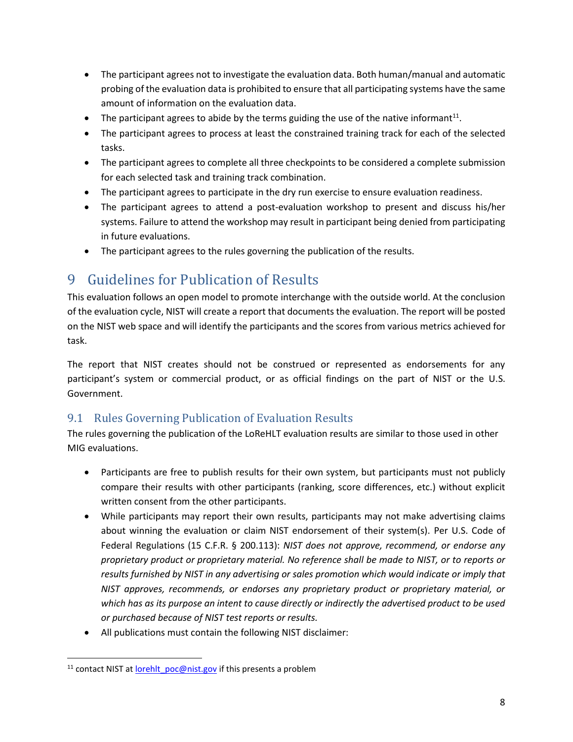- The participant agrees not to investigate the evaluation data. Both human/manual and automatic probing of the evaluation data is prohibited to ensure that all participating systems have the same amount of information on the evaluation data.
- The participant agrees to abide by the terms guiding the use of the native informant[11].
- The participant agrees to process at least the constrained training track for each of the selected tasks.
- The participant agrees to complete all three checkpoints to be considered a complete submission for each selected task and training track combination.
- The participant agrees to participate in the dry run exercise to ensure evaluation readiness.
- The participant agrees to attend a post-evaluation workshop to present and discuss his/her systems. Failure to attend the workshop may result in participant being denied from participating in future evaluations.
- The participant agrees to the rules governing the publication of the results.

# 9 Guidelines for Publication of Results

This evaluation follows an open model to promote interchange with the outside world. At the conclusion of the evaluation cycle, NIST will create a report that documents the evaluation. The report will be posted on the NIST web space and will identify the participants and the scores from various metrics achieved for task.

The report that NIST creates should not be construed or represented as endorsements for any participant's system or commercial product, or as official findings on the part of NIST or the U.S. Government.

## 9.1 Rules Governing Publication of Evaluation Results

The rules governing the publication of the LoReHLT evaluation results are similar to those used in other MIG evaluations.

- Participants are free to publish results for their own system, but participants must not publicly compare their results with other participants (ranking, score differences, etc.) without explicit written consent from the other participants.
- While participants may report their own results, participants may not make advertising claims about winning the evaluation or claim NIST endorsement of their system(s). Per U.S. Code of Federal Regulations (15 C.F.R. § 200.113): *NIST does not approve, recommend, or endorse any proprietary product or proprietary material. No reference shall be made to NIST, or to reports or results furnished by NIST in any advertising or sales promotion which would indicate or imply that NIST approves, recommends, or endorses any proprietary product or proprietary material, or which has as its purpose an intent to cause directly or indirectly the advertised product to be used or purchased because of NIST test reports or results.*
- All publications must contain the following NIST disclaimer:

[11] contact NIST at lorehlt_poc@nist.gov if this presents a problem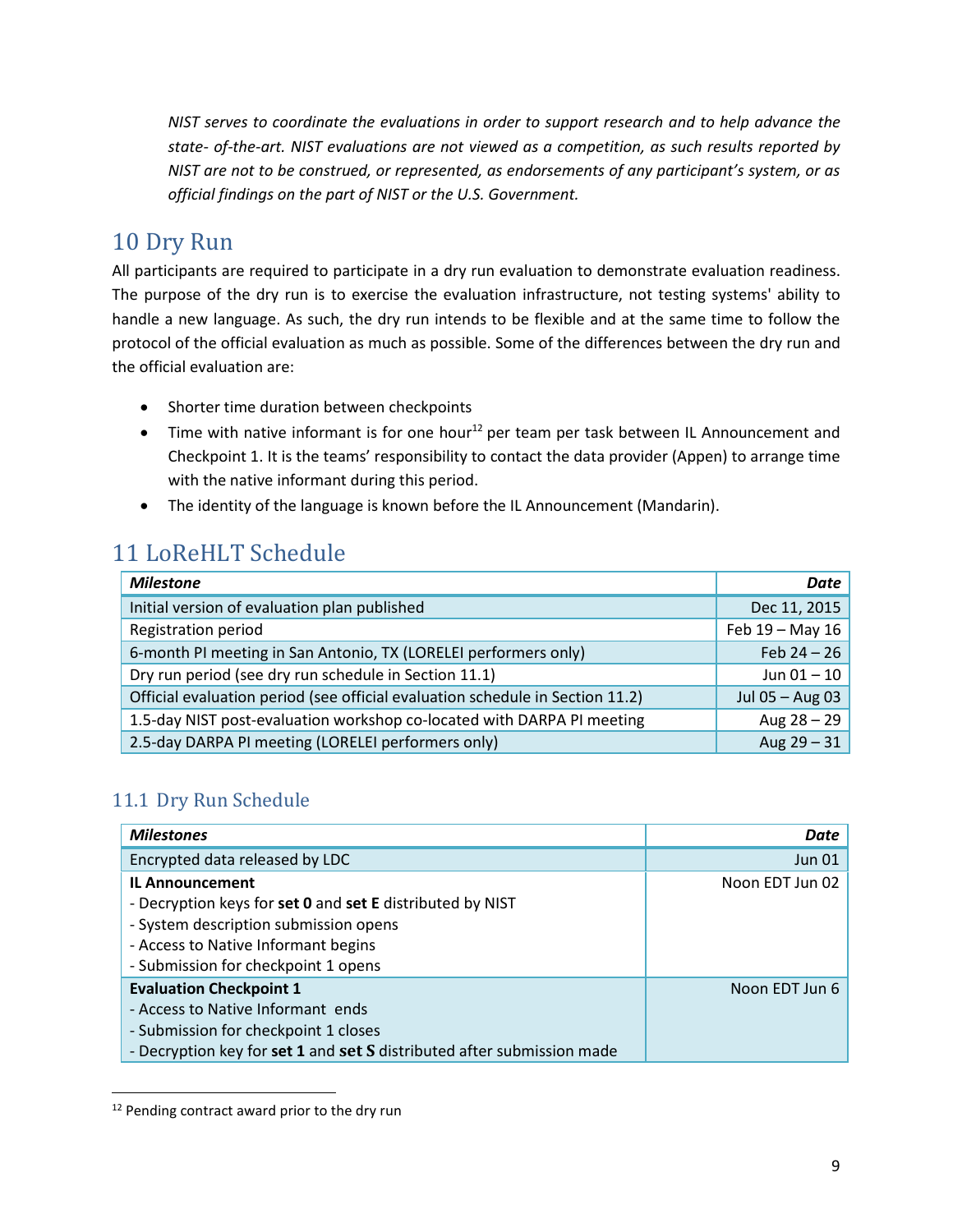*NIST serves to coordinate the evaluations in order to support research and to help advance the state- of-the-art. NIST evaluations are not viewed as a competition, as such results reported by NIST are not to be construed, or represented, as endorsements of any participant's system, or as official findings on the part of NIST or the U.S. Government.*

# 10 Dry Run

All participants are required to participate in a dry run evaluation to demonstrate evaluation readiness. The purpose of the dry run is to exercise the evaluation infrastructure, not testing systems' ability to handle a new language. As such, the dry run intends to be flexible and at the same time to follow the protocol of the official evaluation as much as possible. Some of the differences between the dry run and the official evaluation are:

- Shorter time duration between checkpoints
- Time with native informant is for one hour[12] per team per task between IL Announcement and Checkpoint 1. It is the teams' responsibility to contact the data provider (Appen) to arrange time with the native informant during this period.
- The identity of the language is known before the IL Announcement (Mandarin).

# 11 LoReHLT Schedule

| ***Milestone*** | ***Date*** |
|---|---:|
| Initial version of evaluation plan published | Dec 11, 2015 |
| Registration period | Feb 19 – May 16 |
| 6-month PI meeting in San Antonio, TX (LORELEI performers only) | Feb 24 – 26 |
| Dry run period (see dry run schedule in Section 11.1) | Jun 01 – 10 |
| Official evaluation period (see official evaluation schedule in Section 11.2) | Jul 05 – Aug 03 |
| 1.5-day NIST post-evaluation workshop co-located with DARPA PI meeting | Aug 28 – 29 |
| 2.5-day DARPA PI meeting (LORELEI performers only) | Aug 29 – 31 |

## 11.1 Dry Run Schedule

| ***Milestones*** | ***Date*** |
|---|---:|
| Encrypted data released by LDC | Jun 01 |
| **IL Announcement**<br>- Decryption keys for **set 0** and **set E** distributed by NIST<br>- System description submission opens<br>- Access to Native Informant begins<br>- Submission for checkpoint 1 opens | Noon EDT Jun 02 |
| **Evaluation Checkpoint 1**<br>- Access to Native Informant ends<br>- Submission for checkpoint 1 closes<br>- Decryption key for **set 1** and **set S** distributed after submission made | Noon EDT Jun 6 |

[12] Pending contract award prior to the dry run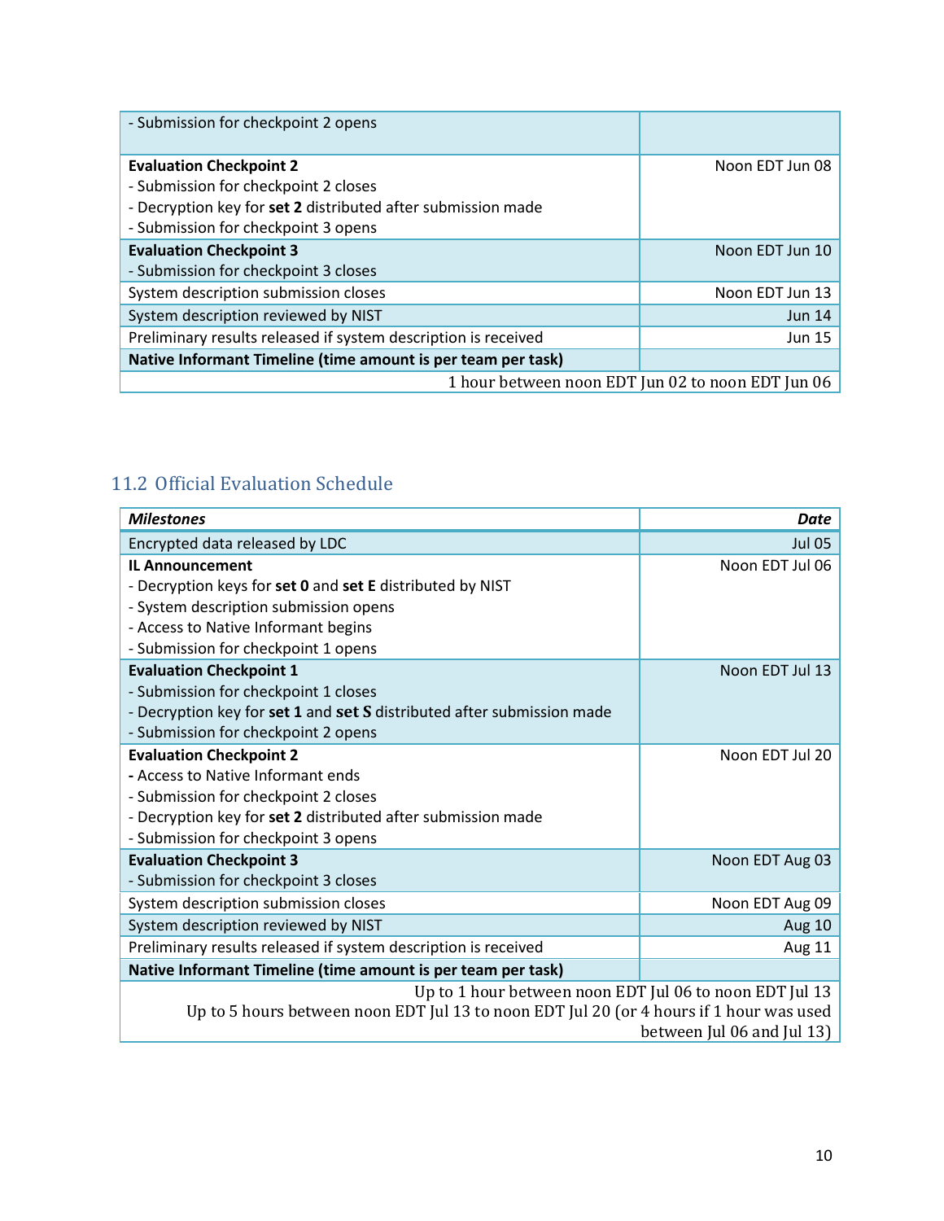| | |
|---|---|
| - Submission for checkpoint 2 opens | |
| **Evaluation Checkpoint 2**<br>- Submission for checkpoint 2 closes<br>- Decryption key for **set 2** distributed after submission made<br>- Submission for checkpoint 3 opens | Noon EDT Jun 08 |
| **Evaluation Checkpoint 3**<br>- Submission for checkpoint 3 closes | Noon EDT Jun 10 |
| System description submission closes | Noon EDT Jun 13 |
| System description reviewed by NIST | Jun 14 |
| Preliminary results released if system description is received | Jun 15 |
| **Native Informant Timeline (time amount is per team per task)** | |
| 1 hour between noon EDT Jun 02 to noon EDT Jun 06 | |

## 11.2 Official Evaluation Schedule

| ***Milestones*** | ***Date*** |
|---|---|
| Encrypted data released by LDC | Jul 05 |
| **IL Announcement**<br>- Decryption keys for **set 0** and **set E** distributed by NIST<br>- System description submission opens<br>- Access to Native Informant begins<br>- Submission for checkpoint 1 opens | Noon EDT Jul 06 |
| **Evaluation Checkpoint 1**<br>- Submission for checkpoint 1 closes<br>- Decryption key for **set 1** and **set S** distributed after submission made<br>- Submission for checkpoint 2 opens | Noon EDT Jul 13 |
| **Evaluation Checkpoint 2**<br>**-** Access to Native Informant ends<br>- Submission for checkpoint 2 closes<br>- Decryption key for **set 2** distributed after submission made<br>- Submission for checkpoint 3 opens | Noon EDT Jul 20 |
| **Evaluation Checkpoint 3**<br>- Submission for checkpoint 3 closes | Noon EDT Aug 03 |
| System description submission closes | Noon EDT Aug 09 |
| System description reviewed by NIST | Aug 10 |
| Preliminary results released if system description is received | Aug 11 |
| **Native Informant Timeline (time amount is per team per task)** | |
| Up to 1 hour between noon EDT Jul 06 to noon EDT Jul 13<br>Up to 5 hours between noon EDT Jul 13 to noon EDT Jul 20 (or 4 hours if 1 hour was used between Jul 06 and Jul 13) | |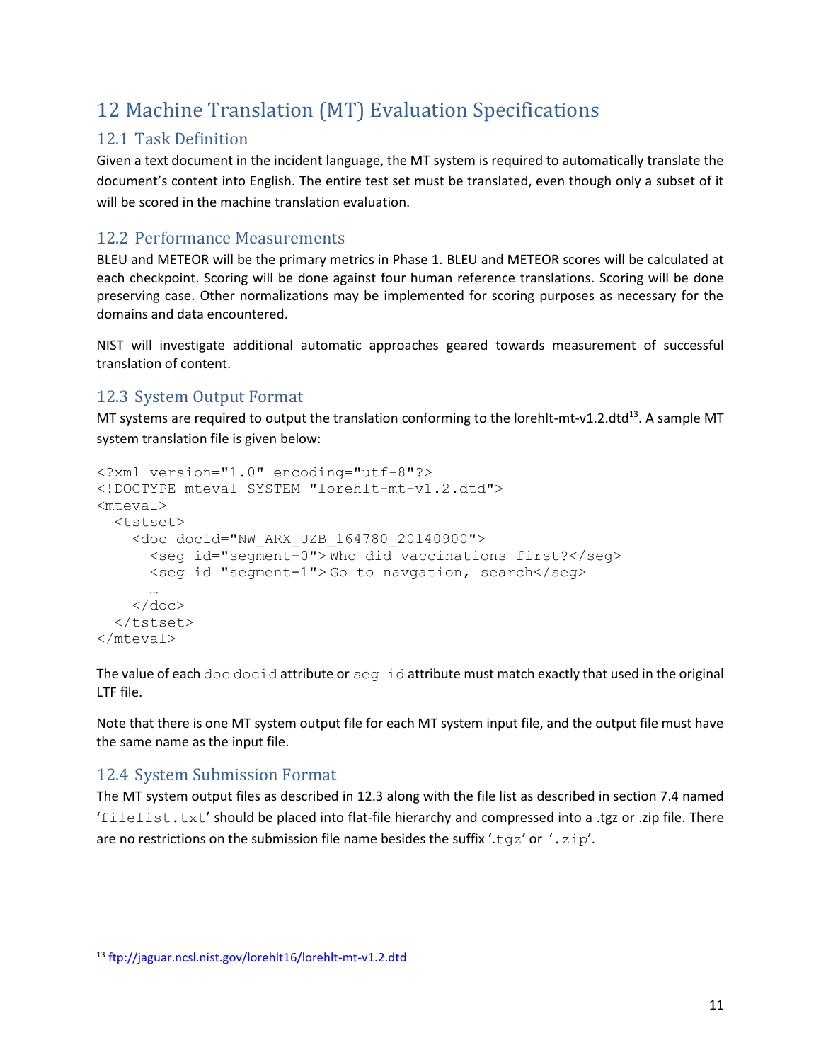# 12 Machine Translation (MT) Evaluation Specifications

## 12.1 Task Definition

Given a text document in the incident language, the MT system is required to automatically translate the document's content into English. The entire test set must be translated, even though only a subset of it will be scored in the machine translation evaluation.

## 12.2 Performance Measurements

BLEU and METEOR will be the primary metrics in Phase 1. BLEU and METEOR scores will be calculated at each checkpoint. Scoring will be done against four human reference translations. Scoring will be done preserving case. Other normalizations may be implemented for scoring purposes as necessary for the domains and data encountered.

NIST will investigate additional automatic approaches geared towards measurement of successful translation of content.

## 12.3 System Output Format

MT systems are required to output the translation conforming to the lorehlt-mt-v1.2.dtd[13]. A sample MT system translation file is given below:

```
<?xml version="1.0" encoding="utf-8"?>
<!DOCTYPE mteval SYSTEM "lorehlt-mt-v1.2.dtd">
<mteval>
  <tstset>
    <doc docid="NW_ARX_UZB_164780_20140900">
      <seg id="segment-0">Who did vaccinations first?</seg>
      <seg id="segment-1">Go to navgation, search</seg>
      …
    </doc>
  </tstset>
</mteval>
```

The value of each `doc docid` attribute or `seg id` attribute must match exactly that used in the original LTF file.

Note that there is one MT system output file for each MT system input file, and the output file must have the same name as the input file.

## 12.4 System Submission Format

The MT system output files as described in 12.3 along with the file list as described in section 7.4 named '`filelist.txt`' should be placed into flat-file hierarchy and compressed into a .tgz or .zip file. There are no restrictions on the submission file name besides the suffix '`.tgz`' or '`.zip`'.

---

[13] ftp://jaguar.ncsl.nist.gov/lorehlt16/lorehlt-mt-v1.2.dtd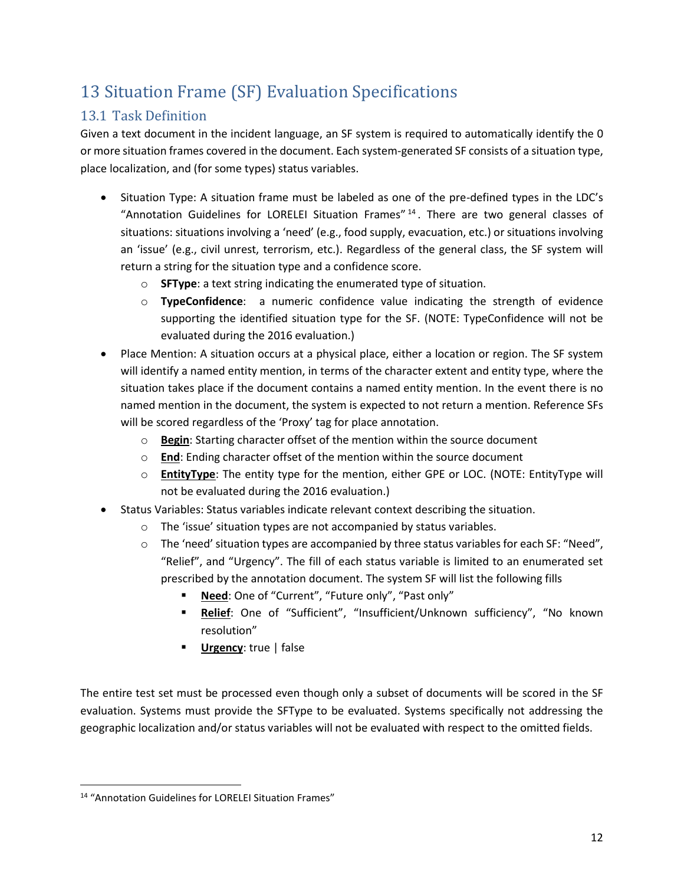# 13 Situation Frame (SF) Evaluation Specifications

## 13.1 Task Definition

Given a text document in the incident language, an SF system is required to automatically identify the 0 or more situation frames covered in the document. Each system-generated SF consists of a situation type, place localization, and (for some types) status variables.

- Situation Type: A situation frame must be labeled as one of the pre-defined types in the LDC's "Annotation Guidelines for LORELEI Situation Frames"[14]. There are two general classes of situations: situations involving a 'need' (e.g., food supply, evacuation, etc.) or situations involving an 'issue' (e.g., civil unrest, terrorism, etc.). Regardless of the general class, the SF system will return a string for the situation type and a confidence score.
  - **SFType**: a text string indicating the enumerated type of situation.
  - **TypeConfidence**: a numeric confidence value indicating the strength of evidence supporting the identified situation type for the SF. (NOTE: TypeConfidence will not be evaluated during the 2016 evaluation.)
- Place Mention: A situation occurs at a physical place, either a location or region. The SF system will identify a named entity mention, in terms of the character extent and entity type, where the situation takes place if the document contains a named entity mention. In the event there is no named mention in the document, the system is expected to not return a mention. Reference SFs will be scored regardless of the 'Proxy' tag for place annotation.
  - <u>**Begin**</u>: Starting character offset of the mention within the source document
  - <u>**End**</u>: Ending character offset of the mention within the source document
  - <u>**EntityType**</u>: The entity type for the mention, either GPE or LOC. (NOTE: EntityType will not be evaluated during the 2016 evaluation.)
- Status Variables: Status variables indicate relevant context describing the situation.
  - The 'issue' situation types are not accompanied by status variables.
  - The 'need' situation types are accompanied by three status variables for each SF: "Need", "Relief", and "Urgency". The fill of each status variable is limited to an enumerated set prescribed by the annotation document. The system SF will list the following fills
    - <u>**Need**</u>: One of "Current", "Future only", "Past only"
    - <u>**Relief**</u>: One of "Sufficient", "Insufficient/Unknown sufficiency", "No known resolution"
    - <u>**Urgency**</u>: true | false

The entire test set must be processed even though only a subset of documents will be scored in the SF evaluation. Systems must provide the SFType to be evaluated. Systems specifically not addressing the geographic localization and/or status variables will not be evaluated with respect to the omitted fields.

[14] "Annotation Guidelines for LORELEI Situation Frames"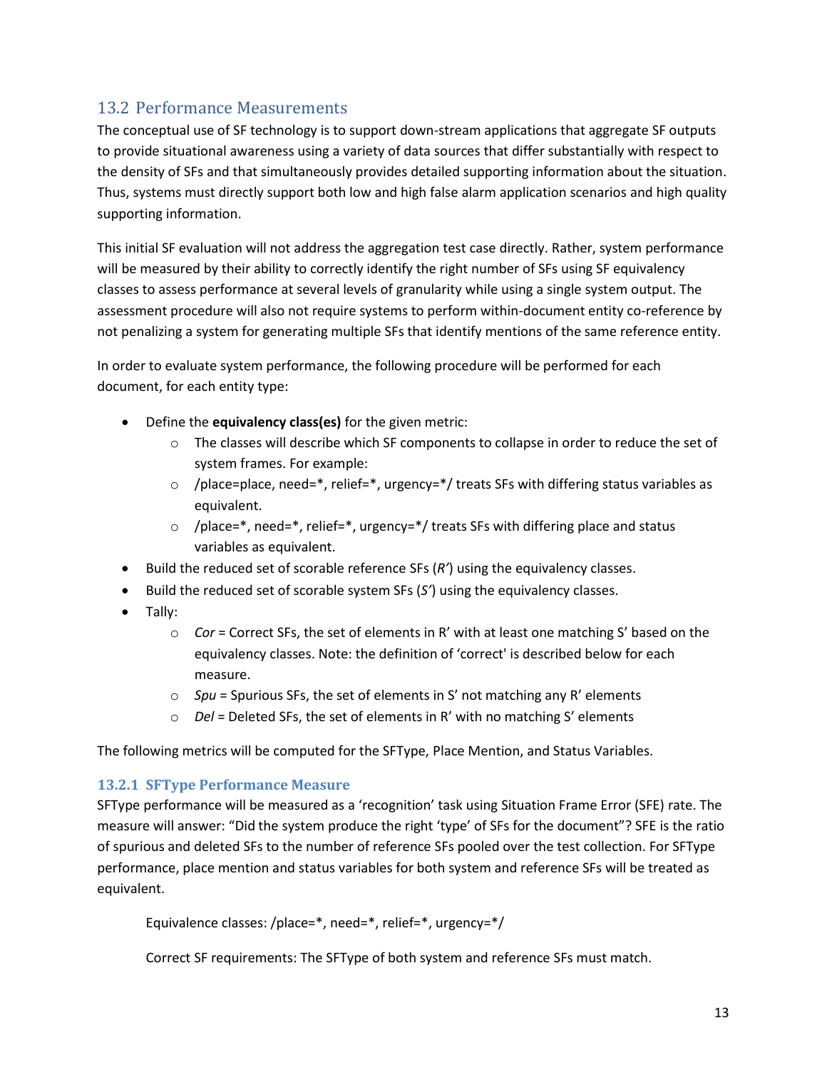## 13.2 Performance Measurements

The conceptual use of SF technology is to support down-stream applications that aggregate SF outputs to provide situational awareness using a variety of data sources that differ substantially with respect to the density of SFs and that simultaneously provides detailed supporting information about the situation. Thus, systems must directly support both low and high false alarm application scenarios and high quality supporting information.

This initial SF evaluation will not address the aggregation test case directly. Rather, system performance will be measured by their ability to correctly identify the right number of SFs using SF equivalency classes to assess performance at several levels of granularity while using a single system output. The assessment procedure will also not require systems to perform within-document entity co-reference by not penalizing a system for generating multiple SFs that identify mentions of the same reference entity.

In order to evaluate system performance, the following procedure will be performed for each document, for each entity type:

- Define the **equivalency class(es)** for the given metric:
  - The classes will describe which SF components to collapse in order to reduce the set of system frames. For example:
  - /place=place, need=*, relief=*, urgency=*/ treats SFs with differing status variables as equivalent.
  - /place=*, need=*, relief=*, urgency=*/ treats SFs with differing place and status variables as equivalent.
- Build the reduced set of scorable reference SFs (*R'*) using the equivalency classes.
- Build the reduced set of scorable system SFs (*S'*) using the equivalency classes.
- Tally:
  - *Cor* = Correct SFs, the set of elements in R' with at least one matching S' based on the equivalency classes. Note: the definition of 'correct' is described below for each measure.
  - *Spu* = Spurious SFs, the set of elements in S' not matching any R' elements
  - *Del* = Deleted SFs, the set of elements in R' with no matching S' elements

The following metrics will be computed for the SFType, Place Mention, and Status Variables.

### 13.2.1 SFType Performance Measure

SFType performance will be measured as a 'recognition' task using Situation Frame Error (SFE) rate. The measure will answer: "Did the system produce the right 'type' of SFs for the document"? SFE is the ratio of spurious and deleted SFs to the number of reference SFs pooled over the test collection. For SFType performance, place mention and status variables for both system and reference SFs will be treated as equivalent.

Equivalence classes: /place=*, need=*, relief=*, urgency=*/

Correct SF requirements: The SFType of both system and reference SFs must match.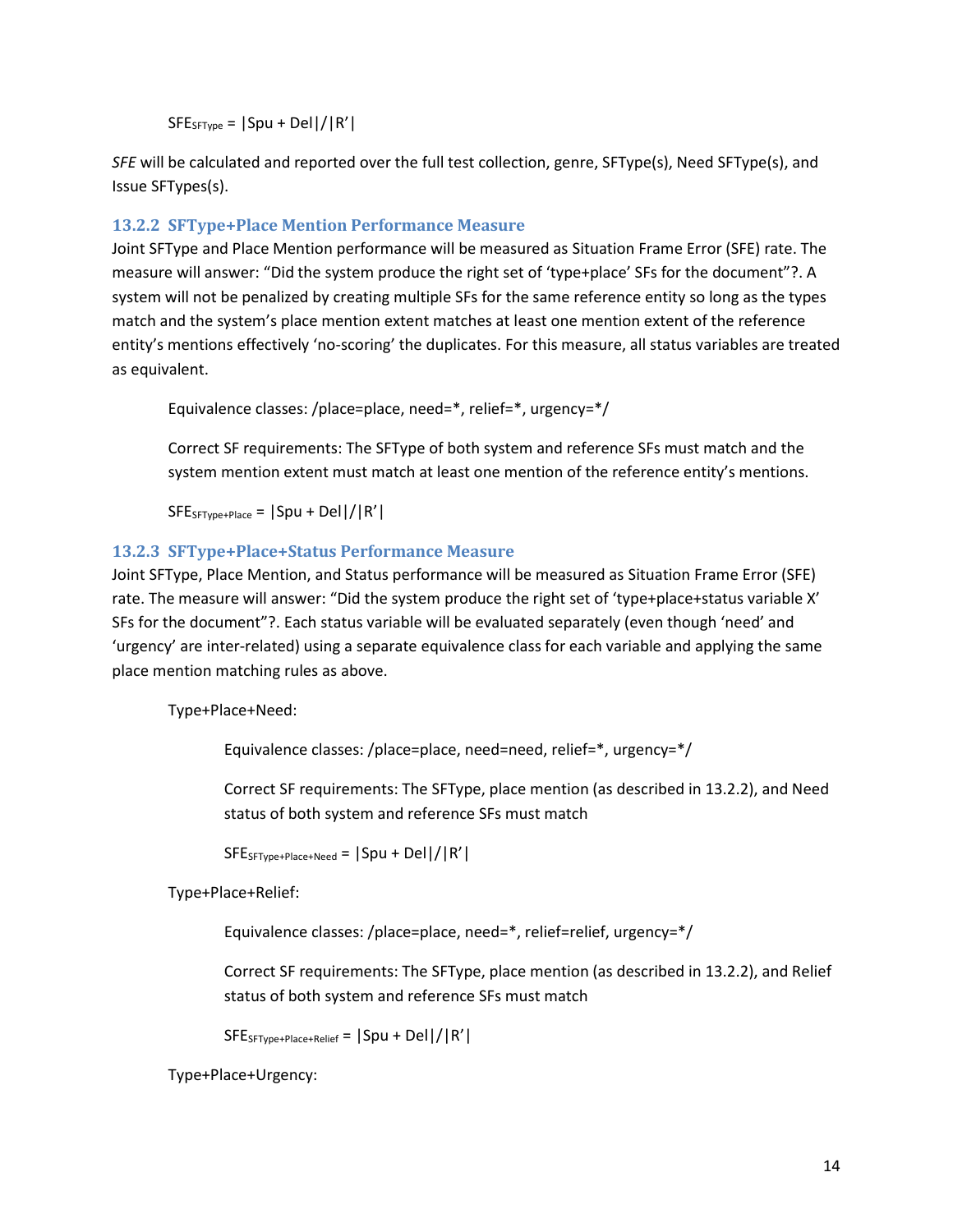$SFE_{SFType} = |Spu + Del|/|R'|$

*SFE* will be calculated and reported over the full test collection, genre, SFType(s), Need SFType(s), and Issue SFTypes(s).

### 13.2.2 SFType+Place Mention Performance Measure

Joint SFType and Place Mention performance will be measured as Situation Frame Error (SFE) rate. The measure will answer: “Did the system produce the right set of ‘type+place’ SFs for the document”?. A system will not be penalized by creating multiple SFs for the same reference entity so long as the types match and the system’s place mention extent matches at least one mention extent of the reference entity’s mentions effectively ‘no-scoring’ the duplicates. For this measure, all status variables are treated as equivalent.

> Equivalence classes: /place=place, need=*, relief=*, urgency=*/
>
> Correct SF requirements: The SFType of both system and reference SFs must match and the system mention extent must match at least one mention of the reference entity’s mentions.
>
> $SFE_{SFType+Place} = |Spu + Del|/|R'|$

### 13.2.3 SFType+Place+Status Performance Measure

Joint SFType, Place Mention, and Status performance will be measured as Situation Frame Error (SFE) rate. The measure will answer: “Did the system produce the right set of ‘type+place+status variable X’ SFs for the document”?. Each status variable will be evaluated separately (even though ‘need’ and ‘urgency’ are inter-related) using a separate equivalence class for each variable and applying the same place mention matching rules as above.

Type+Place+Need:

> Equivalence classes: /place=place, need=need, relief=*, urgency=*/
>
> Correct SF requirements: The SFType, place mention (as described in 13.2.2), and Need status of both system and reference SFs must match
>
> $SFE_{SFType+Place+Need} = |Spu + Del|/|R'|$

Type+Place+Relief:

> Equivalence classes: /place=place, need=*, relief=relief, urgency=*/
>
> Correct SF requirements: The SFType, place mention (as described in 13.2.2), and Relief status of both system and reference SFs must match
>
> $SFE_{SFType+Place+Relief} = |Spu + Del|/|R'|$

Type+Place+Urgency: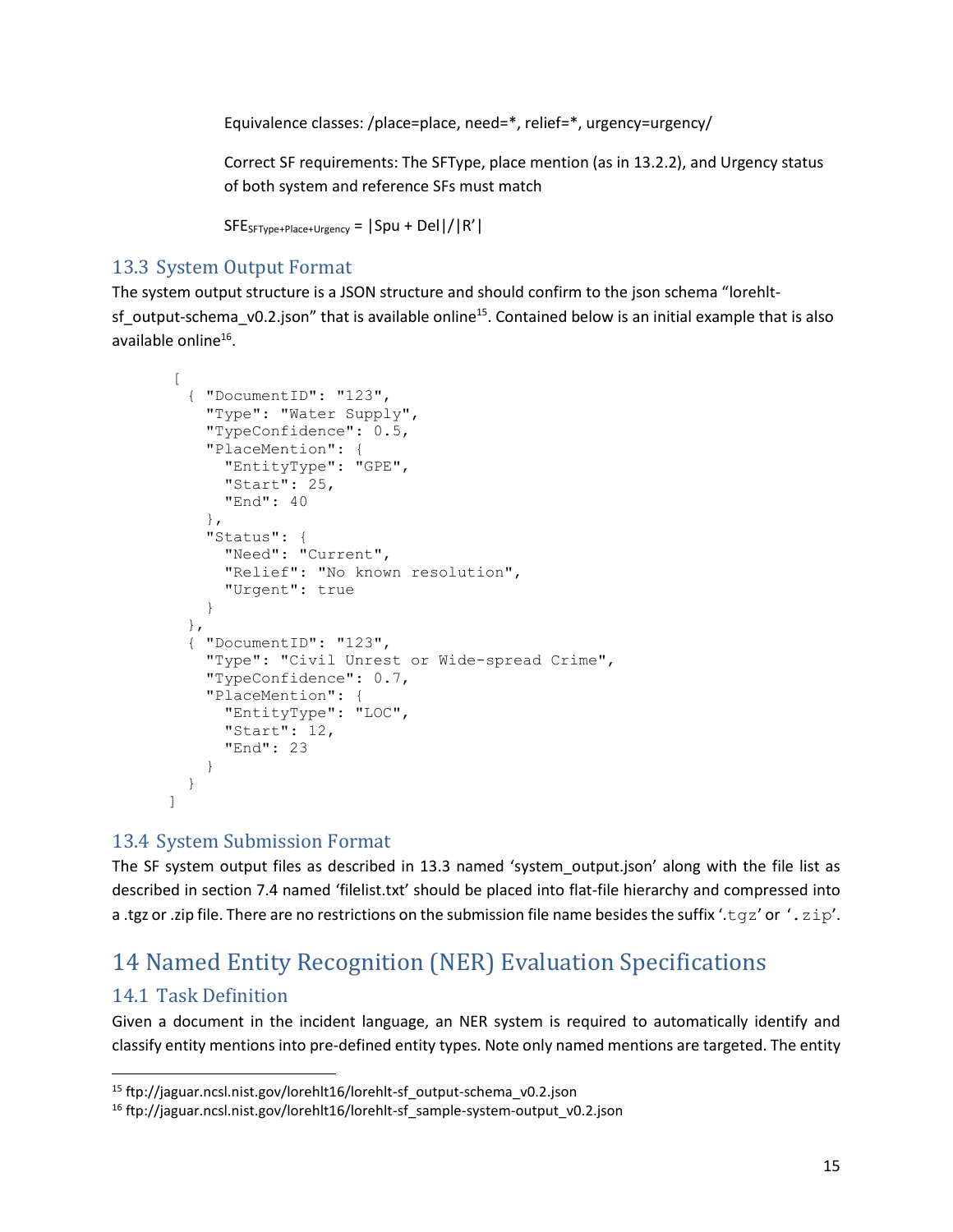Equivalence classes: /place=place, need=*, relief=*, urgency=urgency/

Correct SF requirements: The SFType, place mention (as in 13.2.2), and Urgency status of both system and reference SFs must match

$SFE_{SFType+Place+Urgency} = |Spu + Del|/|R'|$

## 13.3 System Output Format

The system output structure is a JSON structure and should confirm to the json schema "lorehlt-sf_output-schema_v0.2.json" that is available online[15]. Contained below is an initial example that is also available online[16].

```
[
  { "DocumentID": "123",
    "Type": "Water Supply",
    "TypeConfidence": 0.5,
    "PlaceMention": {
      "EntityType": "GPE",
      "Start": 25,
      "End": 40
    },
    "Status": {
      "Need": "Current",
      "Relief": "No known resolution",
      "Urgent": true
    }
  },
  { "DocumentID": "123",
    "Type": "Civil Unrest or Wide-spread Crime",
    "TypeConfidence": 0.7,
    "PlaceMention": {
      "EntityType": "LOC",
      "Start": 12,
      "End": 23
    }
  }
]
```

## 13.4 System Submission Format

The SF system output files as described in 13.3 named 'system_output.json' along with the file list as described in section 7.4 named 'filelist.txt' should be placed into flat-file hierarchy and compressed into a .tgz or .zip file. There are no restrictions on the submission file name besides the suffix '`.tgz`' or '`.zip`'.

# 14 Named Entity Recognition (NER) Evaluation Specifications

## 14.1 Task Definition

Given a document in the incident language, an NER system is required to automatically identify and classify entity mentions into pre-defined entity types. Note only named mentions are targeted. The entity

[15] ftp://jaguar.ncsl.nist.gov/lorehlt16/lorehlt-sf_output-schema_v0.2.json

[16] ftp://jaguar.ncsl.nist.gov/lorehlt16/lorehlt-sf_sample-system-output_v0.2.json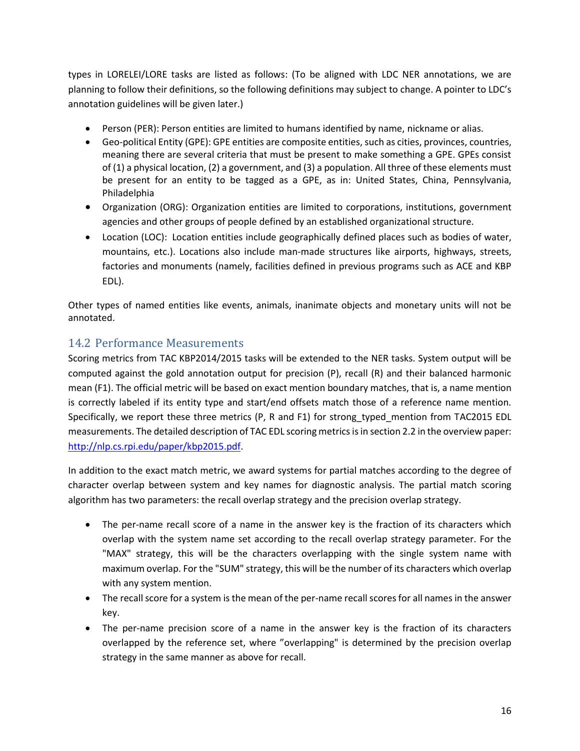types in LORELEI/LORE tasks are listed as follows: (To be aligned with LDC NER annotations, we are planning to follow their definitions, so the following definitions may subject to change. A pointer to LDC's annotation guidelines will be given later.)

- Person (PER): Person entities are limited to humans identified by name, nickname or alias.
- Geo-political Entity (GPE): GPE entities are composite entities, such as cities, provinces, countries, meaning there are several criteria that must be present to make something a GPE. GPEs consist of (1) a physical location, (2) a government, and (3) a population. All three of these elements must be present for an entity to be tagged as a GPE, as in: United States, China, Pennsylvania, Philadelphia
- Organization (ORG): Organization entities are limited to corporations, institutions, government agencies and other groups of people defined by an established organizational structure.
- Location (LOC): Location entities include geographically defined places such as bodies of water, mountains, etc.). Locations also include man-made structures like airports, highways, streets, factories and monuments (namely, facilities defined in previous programs such as ACE and KBP EDL).

Other types of named entities like events, animals, inanimate objects and monetary units will not be annotated.

## 14.2 Performance Measurements

Scoring metrics from TAC KBP2014/2015 tasks will be extended to the NER tasks. System output will be computed against the gold annotation output for precision (P), recall (R) and their balanced harmonic mean (F1). The official metric will be based on exact mention boundary matches, that is, a name mention is correctly labeled if its entity type and start/end offsets match those of a reference name mention. Specifically, we report these three metrics (P, R and F1) for strong_typed_mention from TAC2015 EDL measurements. The detailed description of TAC EDL scoring metrics is in section 2.2 in the overview paper: http://nlp.cs.rpi.edu/paper/kbp2015.pdf.

In addition to the exact match metric, we award systems for partial matches according to the degree of character overlap between system and key names for diagnostic analysis. The partial match scoring algorithm has two parameters: the recall overlap strategy and the precision overlap strategy.

- The per-name recall score of a name in the answer key is the fraction of its characters which overlap with the system name set according to the recall overlap strategy parameter. For the "MAX" strategy, this will be the characters overlapping with the single system name with maximum overlap. For the "SUM" strategy, this will be the number of its characters which overlap with any system mention.
- The recall score for a system is the mean of the per-name recall scores for all names in the answer key.
- The per-name precision score of a name in the answer key is the fraction of its characters overlapped by the reference set, where "overlapping" is determined by the precision overlap strategy in the same manner as above for recall.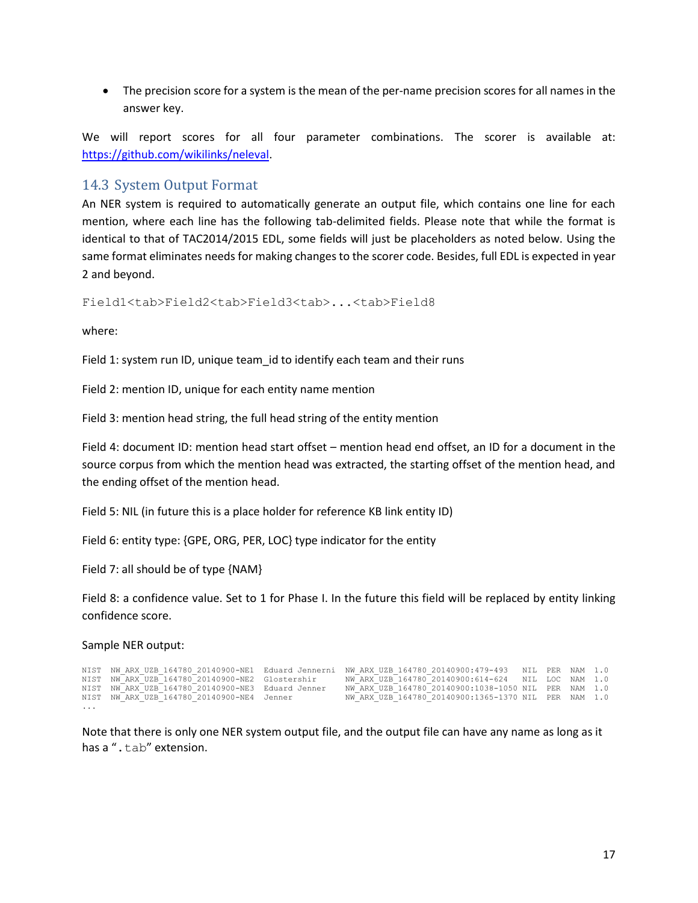- The precision score for a system is the mean of the per-name precision scores for all names in the answer key.

We will report scores for all four parameter combinations. The scorer is available at: https://github.com/wikilinks/neleval.

## 14.3 System Output Format

An NER system is required to automatically generate an output file, which contains one line for each mention, where each line has the following tab-delimited fields. Please note that while the format is identical to that of TAC2014/2015 EDL, some fields will just be placeholders as noted below. Using the same format eliminates needs for making changes to the scorer code. Besides, full EDL is expected in year 2 and beyond.

```
Field1<tab>Field2<tab>Field3<tab>...<tab>Field8
```

where:

Field 1: system run ID, unique team_id to identify each team and their runs

Field 2: mention ID, unique for each entity name mention

Field 3: mention head string, the full head string of the entity mention

Field 4: document ID: mention head start offset – mention head end offset, an ID for a document in the source corpus from which the mention head was extracted, the starting offset of the mention head, and the ending offset of the mention head.

Field 5: NIL (in future this is a place holder for reference KB link entity ID)

Field 6: entity type: {GPE, ORG, PER, LOC} type indicator for the entity

Field 7: all should be of type {NAM}

Field 8: a confidence value. Set to 1 for Phase I. In the future this field will be replaced by entity linking confidence score.

Sample NER output:

```
NIST  NW_ARX_UZB_164780_20140900-NE1  Eduard Jennerni  NW_ARX_UZB_164780_20140900:479-493    NIL  PER  NAM  1.0
NIST  NW_ARX_UZB_164780_20140900-NE2  Glostershir      NW_ARX_UZB_164780_20140900:614-624    NIL  LOC  NAM  1.0
NIST  NW_ARX_UZB_164780_20140900-NE3  Eduard Jenner    NW_ARX_UZB_164780_20140900:1038-1050  NIL  PER  NAM  1.0
NIST  NW_ARX_UZB_164780_20140900-NE4  Jenner           NW_ARX_UZB_164780_20140900:1365-1370  NIL  PER  NAM  1.0
...
```

Note that there is only one NER system output file, and the output file can have any name as long as it has a "`.tab`" extension.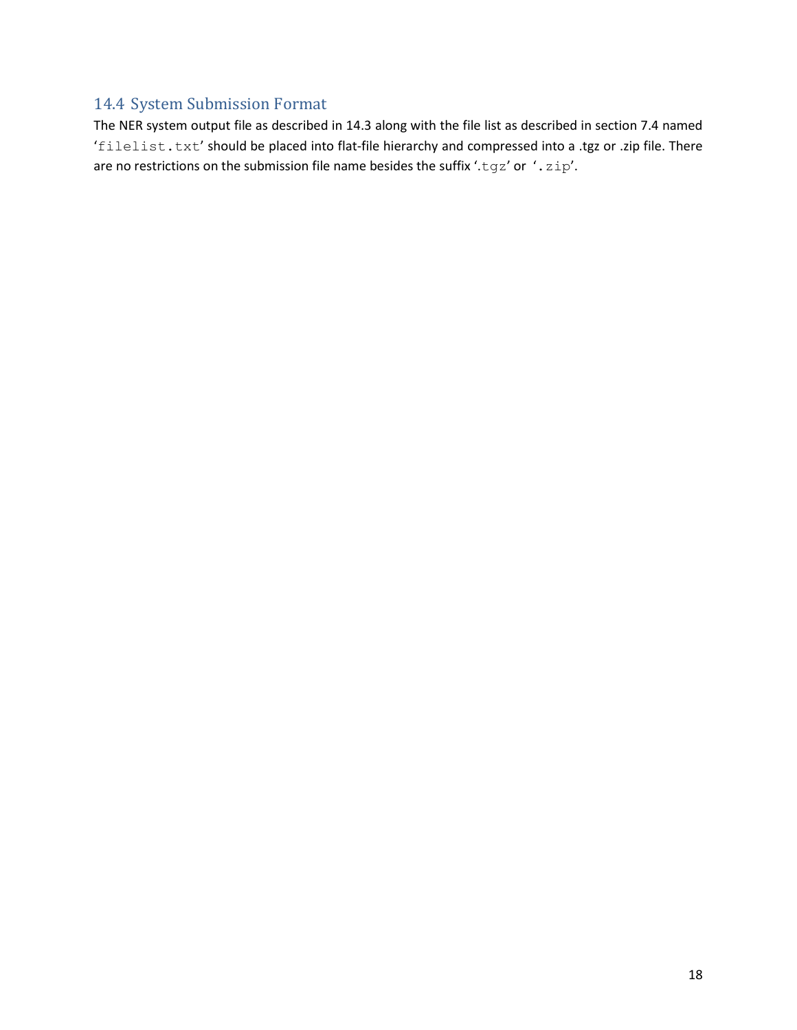## 14.4 System Submission Format

The NER system output file as described in 14.3 along with the file list as described in section 7.4 named 'filelist.txt' should be placed into flat-file hierarchy and compressed into a .tgz or .zip file. There are no restrictions on the submission file name besides the suffix '.tgz' or '.zip'.